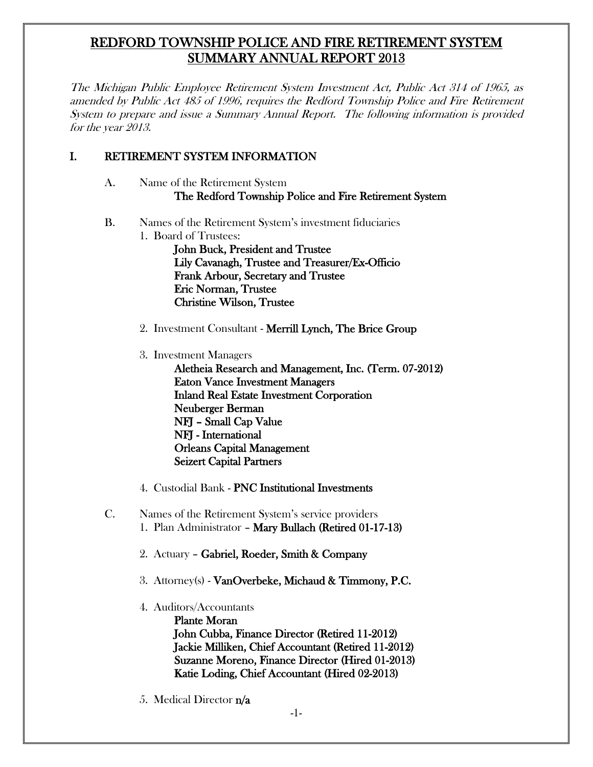# REDFORD TOWNSHIP POLICE AND FIRE RETIREMENT SYSTEM SUMMARY ANNUAL REPORT 2013

*The Michigan Public Employee Retirement System Investment Act, Public Act 314 of 1965, as amended by Public Act 485 of 1996, requires the Redford Township Police and Fire Retirement System to prepare and issue a Summary Annual Report. The following information is provided for the year 2013.*

## I. RETIREMENT SYSTEM INFORMATION

A. Name of the Retirement System
   **The Redford Township Police and Fire Retirement System**

B. Names of the Retirement System's investment fiduciaries

1. Board of Trustees:
   - **John Buck, President and Trustee**
   - **Lily Cavanagh, Trustee and Treasurer/Ex-Officio**
   - **Frank Arbour, Secretary and Trustee**
   - **Eric Norman, Trustee**
   - **Christine Wilson, Trustee**

2. Investment Consultant - **Merrill Lynch, The Brice Group**

3. Investment Managers
   - **Aletheia Research and Management, Inc. (Term. 07-2012)**
   - **Eaton Vance Investment Managers**
   - **Inland Real Estate Investment Corporation**
   - **Neuberger Berman**
   - **NFJ – Small Cap Value**
   - **NFJ - International**
   - **Orleans Capital Management**
   - **Seizert Capital Partners**

4. Custodial Bank - **PNC Institutional Investments**

C. Names of the Retirement System's service providers

1. Plan Administrator – **Mary Bullach (Retired 01-17-13)**

2. Actuary – **Gabriel, Roeder, Smith & Company**

3. Attorney(s) - **VanOverbeke, Michaud & Timmony, P.C.**

4. Auditors/Accountants
   - **Plante Moran**
   - **John Cubba, Finance Director (Retired 11-2012)**
   - **Jackie Milliken, Chief Accountant (Retired 11-2012)**
   - **Suzanne Moreno, Finance Director (Hired 01-2013)**
   - **Katie Loding, Chief Accountant (Hired 02-2013)**

5. Medical Director **n/a**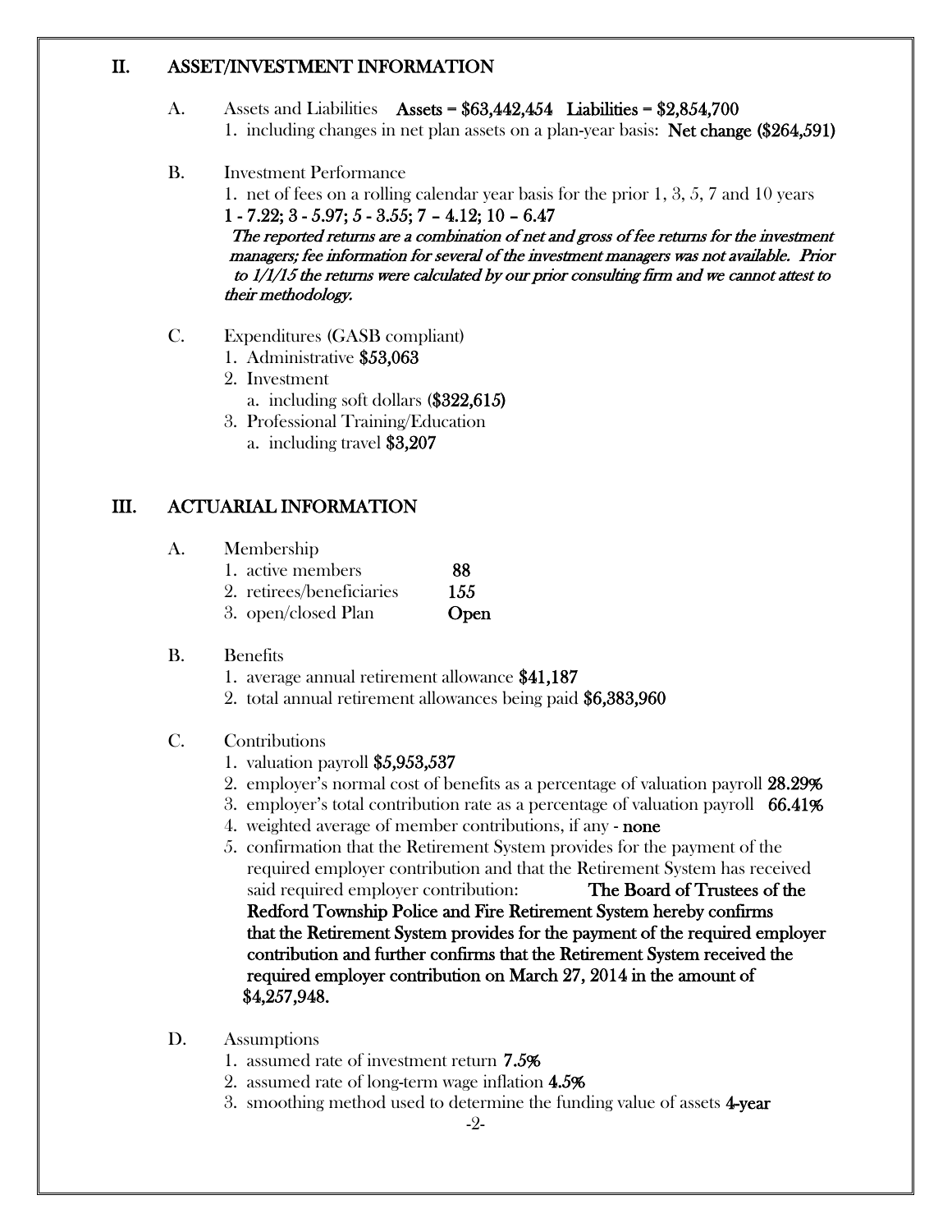## II. ASSET/INVESTMENT INFORMATION

A. Assets and Liabilities **Assets = $63,442,454 Liabilities = $2,854,700**

1. including changes in net plan assets on a plan-year basis: **Net change ($264,591)**

B. Investment Performance

1. net of fees on a rolling calendar year basis for the prior 1, 3, 5, 7 and 10 years
   **1 - 7.22; 3 - 5.97; 5 - 3.55; 7 – 4.12; 10 – 6.47**
   ***The reported returns are a combination of net and gross of fee returns for the investment managers; fee information for several of the investment managers was not available. Prior to 1/1/15 the returns were calculated by our prior consulting firm and we cannot attest to their methodology.***

C. Expenditures (GASB compliant)

1. Administrative **$53,063**
2. Investment
   a. including soft dollars (**$322,615)**
3. Professional Training/Education
   a. including travel **$3,207**

## III. ACTUARIAL INFORMATION

A. Membership

1. active members **88**
2. retirees/beneficiaries **155**
3. open/closed Plan **Open**

B. Benefits

1. average annual retirement allowance **$41,187**
2. total annual retirement allowances being paid **$6,383,960**

C. Contributions

1. valuation payroll **$5,953,537**
2. employer's normal cost of benefits as a percentage of valuation payroll **28.29%**
3. employer's total contribution rate as a percentage of valuation payroll **66.41%**
4. weighted average of member contributions, if any - **none**
5. confirmation that the Retirement System provides for the payment of the required employer contribution and that the Retirement System has received said required employer contribution: **The Board of Trustees of the Redford Township Police and Fire Retirement System hereby confirms that the Retirement System provides for the payment of the required employer contribution and further confirms that the Retirement System received the required employer contribution on March 27, 2014 in the amount of $4,257,948.**

D. Assumptions

1. assumed rate of investment return **7.5%**
2. assumed rate of long-term wage inflation **4.5%**
3. smoothing method used to determine the funding value of assets **4-year**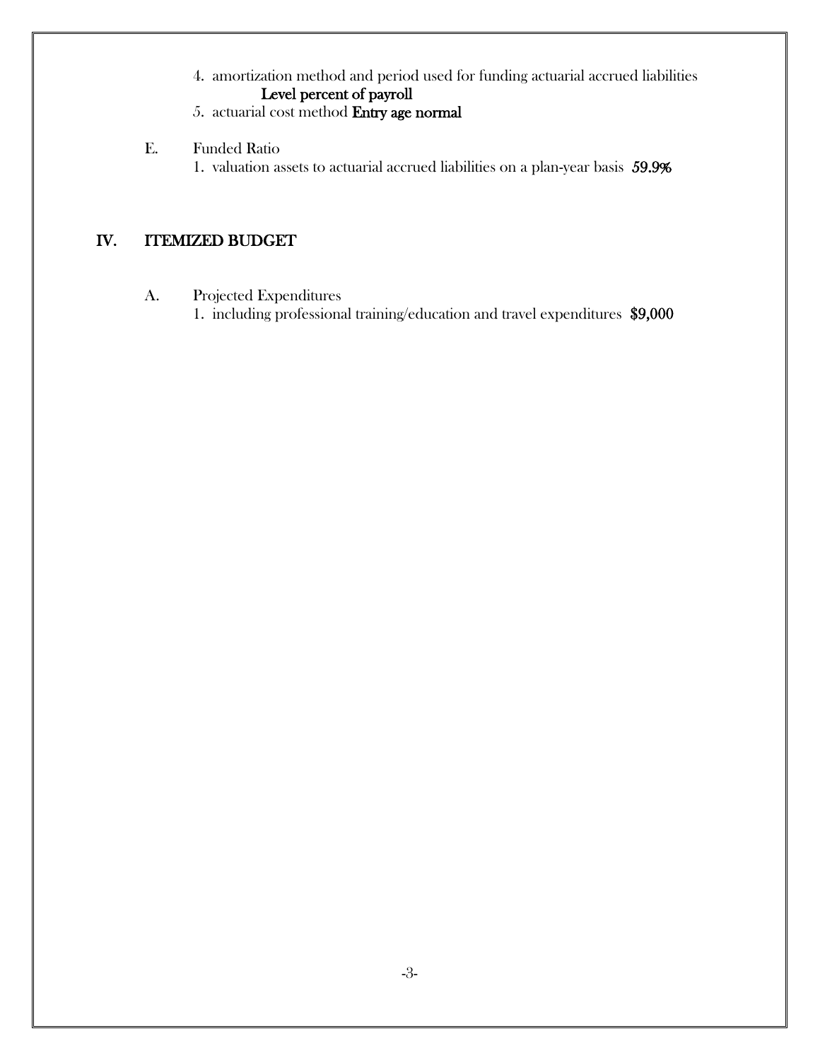4. amortization method and period used for funding actuarial accrued liabilities
   **Level percent of payroll**
5. actuarial cost method **Entry age normal**

E. Funded Ratio

1. valuation assets to actuarial accrued liabilities on a plan-year basis ***59.9%***

## IV. ITEMIZED BUDGET

A. Projected Expenditures

1. including professional training/education and travel expenditures **$9,000**